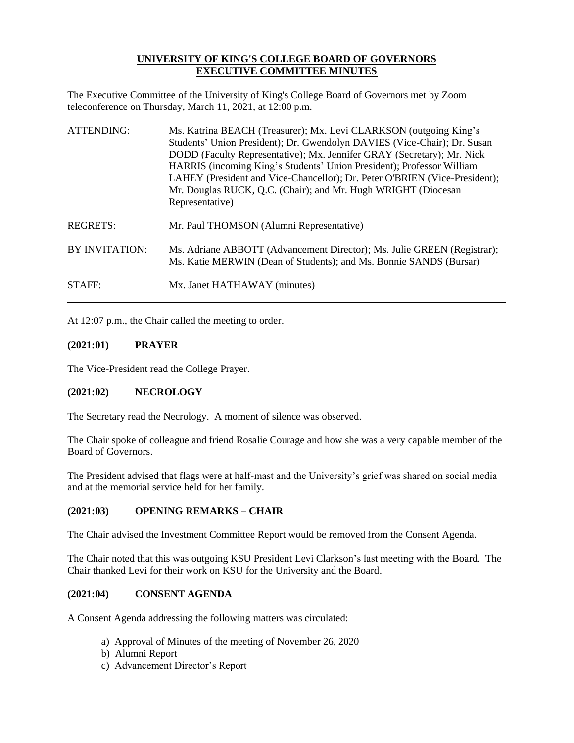# UNIVERSITY OF KING'S COLLEGE BOARD OF GOVERNORS EXECUTIVE COMMITTEE MINUTES

The Executive Committee of the University of King's College Board of Governors met by Zoom teleconference on Thursday, March 11, 2021, at 12:00 p.m.

| | |
|---|---|
| ATTENDING: | Ms. Katrina BEACH (Treasurer); Mx. Levi CLARKSON (outgoing King's Students' Union President); Dr. Gwendolyn DAVIES (Vice-Chair); Dr. Susan DODD (Faculty Representative); Mx. Jennifer GRAY (Secretary); Mr. Nick HARRIS (incoming King's Students' Union President); Professor William LAHEY (President and Vice-Chancellor); Dr. Peter O'BRIEN (Vice-President); Mr. Douglas RUCK, Q.C. (Chair); and Mr. Hugh WRIGHT (Diocesan Representative) |
| REGRETS: | Mr. Paul THOMSON (Alumni Representative) |
| BY INVITATION: | Ms. Adriane ABBOTT (Advancement Director); Ms. Julie GREEN (Registrar); Ms. Katie MERWIN (Dean of Students); and Ms. Bonnie SANDS (Bursar) |
| STAFF: | Mx. Janet HATHAWAY (minutes) |

---

At 12:07 p.m., the Chair called the meeting to order.

### (2021:01) PRAYER

The Vice-President read the College Prayer.

### (2021:02) NECROLOGY

The Secretary read the Necrology. A moment of silence was observed.

The Chair spoke of colleague and friend Rosalie Courage and how she was a very capable member of the Board of Governors.

The President advised that flags were at half-mast and the University's grief was shared on social media and at the memorial service held for her family.

### (2021:03) OPENING REMARKS – CHAIR

The Chair advised the Investment Committee Report would be removed from the Consent Agenda.

The Chair noted that this was outgoing KSU President Levi Clarkson's last meeting with the Board. The Chair thanked Levi for their work on KSU for the University and the Board.

### (2021:04) CONSENT AGENDA

A Consent Agenda addressing the following matters was circulated:

a) Approval of Minutes of the meeting of November 26, 2020
b) Alumni Report
c) Advancement Director's Report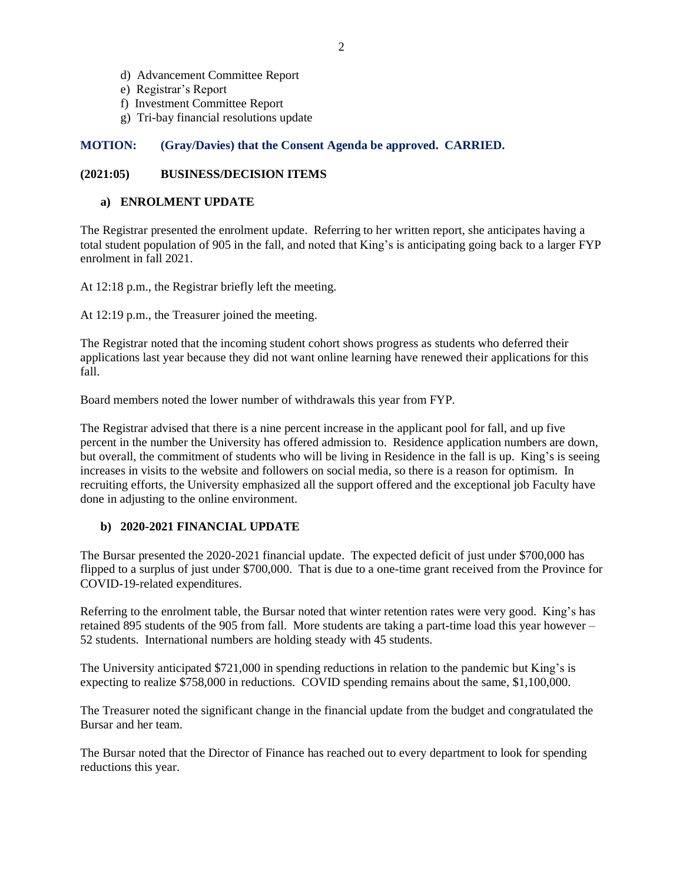d) Advancement Committee Report
e) Registrar's Report
f) Investment Committee Report
g) Tri-bay financial resolutions update

**MOTION: (Gray/Davies) that the Consent Agenda be approved. CARRIED.**

**(2021:05) BUSINESS/DECISION ITEMS**

**a) ENROLMENT UPDATE**

The Registrar presented the enrolment update. Referring to her written report, she anticipates having a total student population of 905 in the fall, and noted that King's is anticipating going back to a larger FYP enrolment in fall 2021.

At 12:18 p.m., the Registrar briefly left the meeting.

At 12:19 p.m., the Treasurer joined the meeting.

The Registrar noted that the incoming student cohort shows progress as students who deferred their applications last year because they did not want online learning have renewed their applications for this fall.

Board members noted the lower number of withdrawals this year from FYP.

The Registrar advised that there is a nine percent increase in the applicant pool for fall, and up five percent in the number the University has offered admission to. Residence application numbers are down, but overall, the commitment of students who will be living in Residence in the fall is up. King's is seeing increases in visits to the website and followers on social media, so there is a reason for optimism. In recruiting efforts, the University emphasized all the support offered and the exceptional job Faculty have done in adjusting to the online environment.

**b) 2020-2021 FINANCIAL UPDATE**

The Bursar presented the 2020-2021 financial update. The expected deficit of just under $700,000 has flipped to a surplus of just under $700,000. That is due to a one-time grant received from the Province for COVID-19-related expenditures.

Referring to the enrolment table, the Bursar noted that winter retention rates were very good. King's has retained 895 students of the 905 from fall. More students are taking a part-time load this year however – 52 students. International numbers are holding steady with 45 students.

The University anticipated $721,000 in spending reductions in relation to the pandemic but King's is expecting to realize $758,000 in reductions. COVID spending remains about the same, $1,100,000.

The Treasurer noted the significant change in the financial update from the budget and congratulated the Bursar and her team.

The Bursar noted that the Director of Finance has reached out to every department to look for spending reductions this year.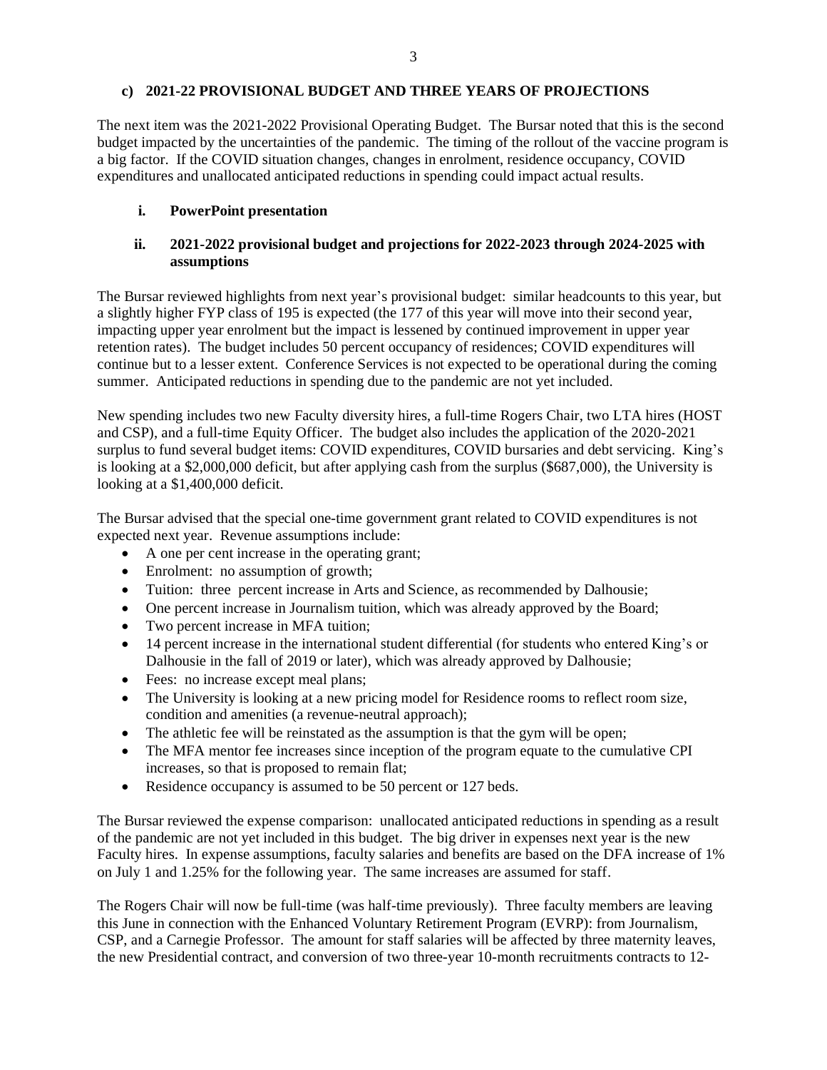### c) 2021-22 PROVISIONAL BUDGET AND THREE YEARS OF PROJECTIONS

The next item was the 2021-2022 Provisional Operating Budget. The Bursar noted that this is the second budget impacted by the uncertainties of the pandemic. The timing of the rollout of the vaccine program is a big factor. If the COVID situation changes, changes in enrolment, residence occupancy, COVID expenditures and unallocated anticipated reductions in spending could impact actual results.

#### i. PowerPoint presentation

#### ii. 2021-2022 provisional budget and projections for 2022-2023 through 2024-2025 with assumptions

The Bursar reviewed highlights from next year's provisional budget: similar headcounts to this year, but a slightly higher FYP class of 195 is expected (the 177 of this year will move into their second year, impacting upper year enrolment but the impact is lessened by continued improvement in upper year retention rates). The budget includes 50 percent occupancy of residences; COVID expenditures will continue but to a lesser extent. Conference Services is not expected to be operational during the coming summer. Anticipated reductions in spending due to the pandemic are not yet included.

New spending includes two new Faculty diversity hires, a full-time Rogers Chair, two LTA hires (HOST and CSP), and a full-time Equity Officer. The budget also includes the application of the 2020-2021 surplus to fund several budget items: COVID expenditures, COVID bursaries and debt servicing. King's is looking at a $2,000,000 deficit, but after applying cash from the surplus ($687,000), the University is looking at a $1,400,000 deficit.

The Bursar advised that the special one-time government grant related to COVID expenditures is not expected next year. Revenue assumptions include:

- A one per cent increase in the operating grant;
- Enrolment: no assumption of growth;
- Tuition: three percent increase in Arts and Science, as recommended by Dalhousie;
- One percent increase in Journalism tuition, which was already approved by the Board;
- Two percent increase in MFA tuition;
- 14 percent increase in the international student differential (for students who entered King's or Dalhousie in the fall of 2019 or later), which was already approved by Dalhousie;
- Fees: no increase except meal plans;
- The University is looking at a new pricing model for Residence rooms to reflect room size, condition and amenities (a revenue-neutral approach);
- The athletic fee will be reinstated as the assumption is that the gym will be open;
- The MFA mentor fee increases since inception of the program equate to the cumulative CPI increases, so that is proposed to remain flat;
- Residence occupancy is assumed to be 50 percent or 127 beds.

The Bursar reviewed the expense comparison: unallocated anticipated reductions in spending as a result of the pandemic are not yet included in this budget. The big driver in expenses next year is the new Faculty hires. In expense assumptions, faculty salaries and benefits are based on the DFA increase of 1% on July 1 and 1.25% for the following year. The same increases are assumed for staff.

The Rogers Chair will now be full-time (was half-time previously). Three faculty members are leaving this June in connection with the Enhanced Voluntary Retirement Program (EVRP): from Journalism, CSP, and a Carnegie Professor. The amount for staff salaries will be affected by three maternity leaves, the new Presidential contract, and conversion of two three-year 10-month recruitments contracts to 12-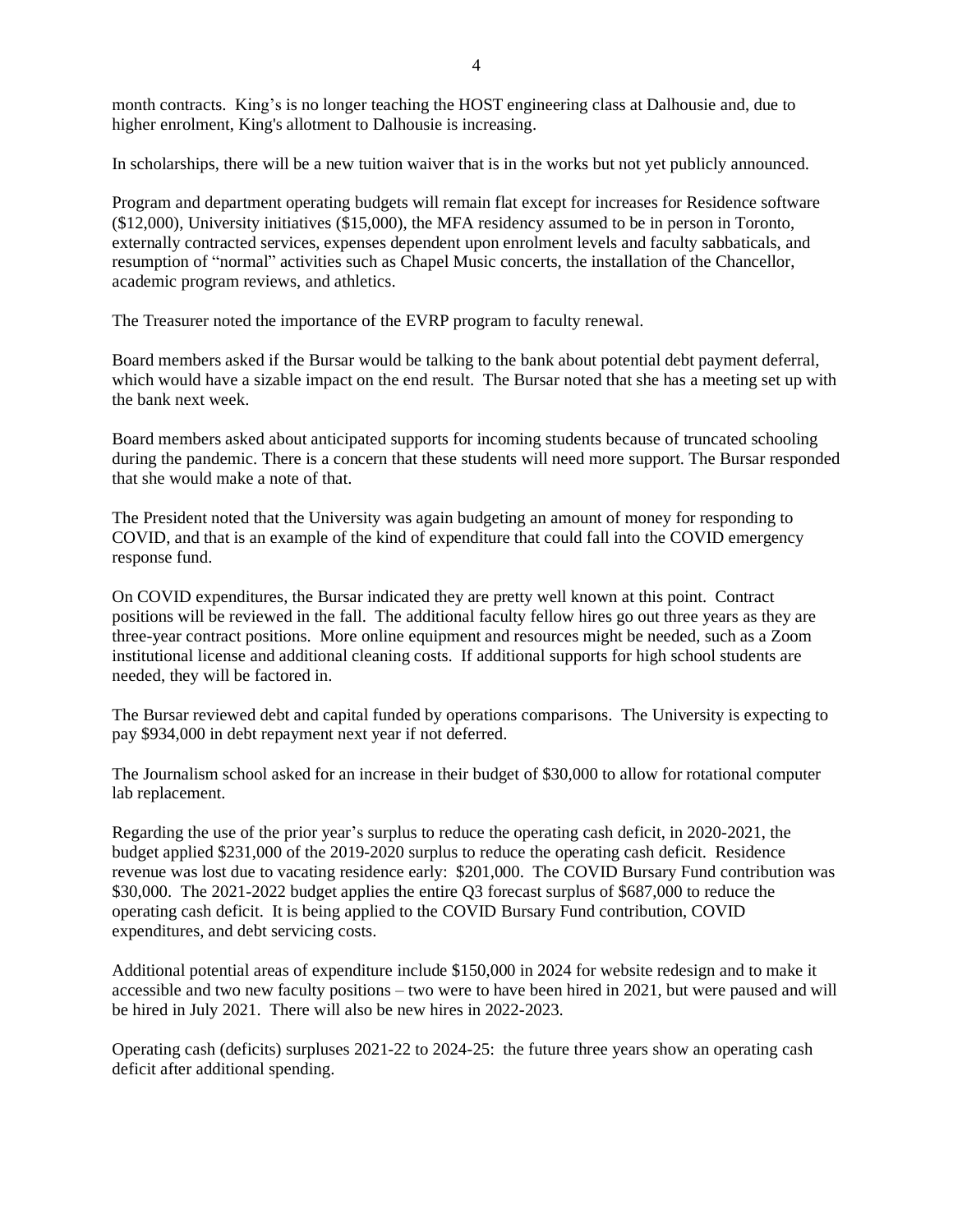month contracts. King's is no longer teaching the HOST engineering class at Dalhousie and, due to higher enrolment, King's allotment to Dalhousie is increasing.

In scholarships, there will be a new tuition waiver that is in the works but not yet publicly announced.

Program and department operating budgets will remain flat except for increases for Residence software ($12,000), University initiatives ($15,000), the MFA residency assumed to be in person in Toronto, externally contracted services, expenses dependent upon enrolment levels and faculty sabbaticals, and resumption of "normal" activities such as Chapel Music concerts, the installation of the Chancellor, academic program reviews, and athletics.

The Treasurer noted the importance of the EVRP program to faculty renewal.

Board members asked if the Bursar would be talking to the bank about potential debt payment deferral, which would have a sizable impact on the end result. The Bursar noted that she has a meeting set up with the bank next week.

Board members asked about anticipated supports for incoming students because of truncated schooling during the pandemic. There is a concern that these students will need more support. The Bursar responded that she would make a note of that.

The President noted that the University was again budgeting an amount of money for responding to COVID, and that is an example of the kind of expenditure that could fall into the COVID emergency response fund.

On COVID expenditures, the Bursar indicated they are pretty well known at this point. Contract positions will be reviewed in the fall. The additional faculty fellow hires go out three years as they are three-year contract positions. More online equipment and resources might be needed, such as a Zoom institutional license and additional cleaning costs. If additional supports for high school students are needed, they will be factored in.

The Bursar reviewed debt and capital funded by operations comparisons. The University is expecting to pay $934,000 in debt repayment next year if not deferred.

The Journalism school asked for an increase in their budget of $30,000 to allow for rotational computer lab replacement.

Regarding the use of the prior year's surplus to reduce the operating cash deficit, in 2020-2021, the budget applied $231,000 of the 2019-2020 surplus to reduce the operating cash deficit. Residence revenue was lost due to vacating residence early: $201,000. The COVID Bursary Fund contribution was $30,000. The 2021-2022 budget applies the entire Q3 forecast surplus of $687,000 to reduce the operating cash deficit. It is being applied to the COVID Bursary Fund contribution, COVID expenditures, and debt servicing costs.

Additional potential areas of expenditure include $150,000 in 2024 for website redesign and to make it accessible and two new faculty positions – two were to have been hired in 2021, but were paused and will be hired in July 2021. There will also be new hires in 2022-2023.

Operating cash (deficits) surpluses 2021-22 to 2024-25: the future three years show an operating cash deficit after additional spending.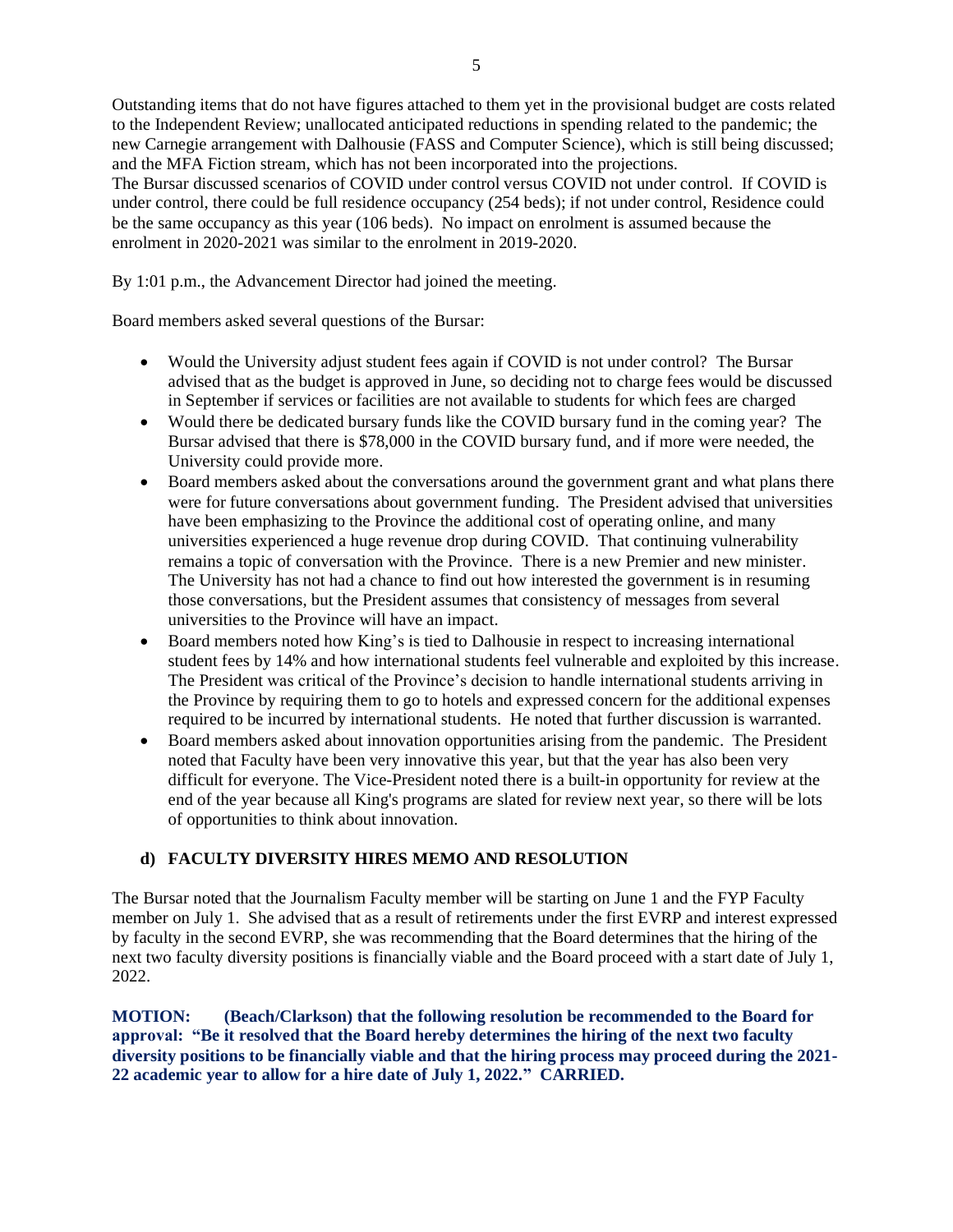Outstanding items that do not have figures attached to them yet in the provisional budget are costs related to the Independent Review; unallocated anticipated reductions in spending related to the pandemic; the new Carnegie arrangement with Dalhousie (FASS and Computer Science), which is still being discussed; and the MFA Fiction stream, which has not been incorporated into the projections.
The Bursar discussed scenarios of COVID under control versus COVID not under control. If COVID is under control, there could be full residence occupancy (254 beds); if not under control, Residence could be the same occupancy as this year (106 beds). No impact on enrolment is assumed because the enrolment in 2020-2021 was similar to the enrolment in 2019-2020.

By 1:01 p.m., the Advancement Director had joined the meeting.

Board members asked several questions of the Bursar:

- Would the University adjust student fees again if COVID is not under control? The Bursar advised that as the budget is approved in June, so deciding not to charge fees would be discussed in September if services or facilities are not available to students for which fees are charged
- Would there be dedicated bursary funds like the COVID bursary fund in the coming year? The Bursar advised that there is $78,000 in the COVID bursary fund, and if more were needed, the University could provide more.
- Board members asked about the conversations around the government grant and what plans there were for future conversations about government funding. The President advised that universities have been emphasizing to the Province the additional cost of operating online, and many universities experienced a huge revenue drop during COVID. That continuing vulnerability remains a topic of conversation with the Province. There is a new Premier and new minister. The University has not had a chance to find out how interested the government is in resuming those conversations, but the President assumes that consistency of messages from several universities to the Province will have an impact.
- Board members noted how King's is tied to Dalhousie in respect to increasing international student fees by 14% and how international students feel vulnerable and exploited by this increase. The President was critical of the Province's decision to handle international students arriving in the Province by requiring them to go to hotels and expressed concern for the additional expenses required to be incurred by international students. He noted that further discussion is warranted.
- Board members asked about innovation opportunities arising from the pandemic. The President noted that Faculty have been very innovative this year, but that the year has also been very difficult for everyone. The Vice-President noted there is a built-in opportunity for review at the end of the year because all King's programs are slated for review next year, so there will be lots of opportunities to think about innovation.

### d) FACULTY DIVERSITY HIRES MEMO AND RESOLUTION

The Bursar noted that the Journalism Faculty member will be starting on June 1 and the FYP Faculty member on July 1. She advised that as a result of retirements under the first EVRP and interest expressed by faculty in the second EVRP, she was recommending that the Board determines that the hiring of the next two faculty diversity positions is financially viable and the Board proceed with a start date of July 1, 2022.

**MOTION: (Beach/Clarkson) that the following resolution be recommended to the Board for approval: "Be it resolved that the Board hereby determines the hiring of the next two faculty diversity positions to be financially viable and that the hiring process may proceed during the 2021-22 academic year to allow for a hire date of July 1, 2022." CARRIED.**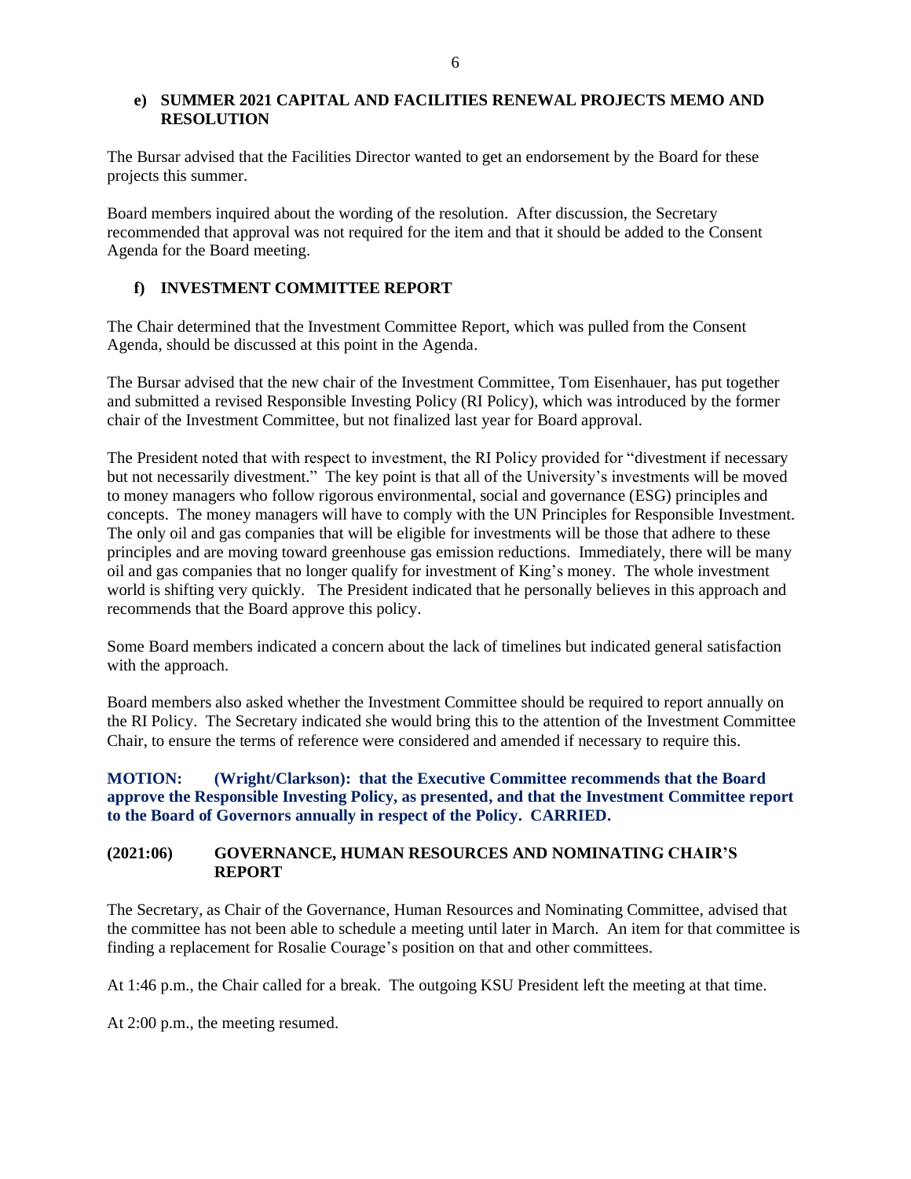### e) SUMMER 2021 CAPITAL AND FACILITIES RENEWAL PROJECTS MEMO AND RESOLUTION

The Bursar advised that the Facilities Director wanted to get an endorsement by the Board for these projects this summer.

Board members inquired about the wording of the resolution. After discussion, the Secretary recommended that approval was not required for the item and that it should be added to the Consent Agenda for the Board meeting.

### f) INVESTMENT COMMITTEE REPORT

The Chair determined that the Investment Committee Report, which was pulled from the Consent Agenda, should be discussed at this point in the Agenda.

The Bursar advised that the new chair of the Investment Committee, Tom Eisenhauer, has put together and submitted a revised Responsible Investing Policy (RI Policy), which was introduced by the former chair of the Investment Committee, but not finalized last year for Board approval.

The President noted that with respect to investment, the RI Policy provided for "divestment if necessary but not necessarily divestment." The key point is that all of the University's investments will be moved to money managers who follow rigorous environmental, social and governance (ESG) principles and concepts. The money managers will have to comply with the UN Principles for Responsible Investment. The only oil and gas companies that will be eligible for investments will be those that adhere to these principles and are moving toward greenhouse gas emission reductions. Immediately, there will be many oil and gas companies that no longer qualify for investment of King's money. The whole investment world is shifting very quickly. The President indicated that he personally believes in this approach and recommends that the Board approve this policy.

Some Board members indicated a concern about the lack of timelines but indicated general satisfaction with the approach.

Board members also asked whether the Investment Committee should be required to report annually on the RI Policy. The Secretary indicated she would bring this to the attention of the Investment Committee Chair, to ensure the terms of reference were considered and amended if necessary to require this.

**MOTION: (Wright/Clarkson): that the Executive Committee recommends that the Board approve the Responsible Investing Policy, as presented, and that the Investment Committee report to the Board of Governors annually in respect of the Policy. CARRIED.**

## (2021:06) GOVERNANCE, HUMAN RESOURCES AND NOMINATING CHAIR'S REPORT

The Secretary, as Chair of the Governance, Human Resources and Nominating Committee, advised that the committee has not been able to schedule a meeting until later in March. An item for that committee is finding a replacement for Rosalie Courage's position on that and other committees.

At 1:46 p.m., the Chair called for a break. The outgoing KSU President left the meeting at that time.

At 2:00 p.m., the meeting resumed.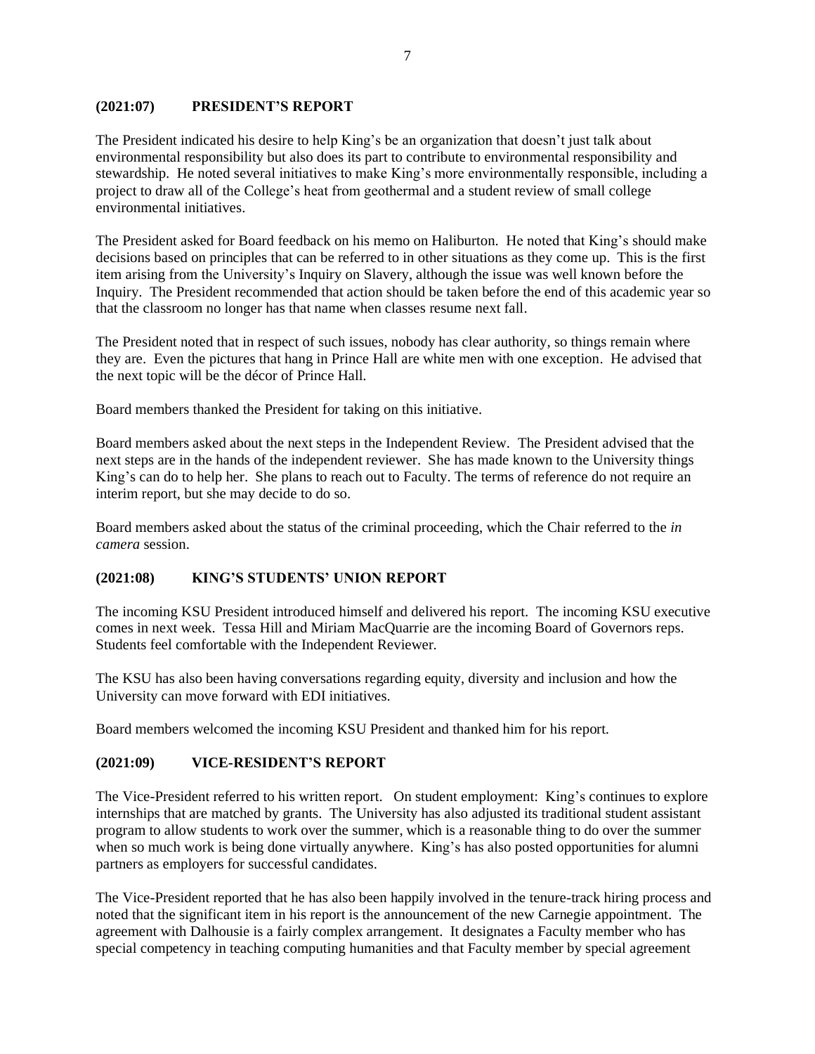## (2021:07) PRESIDENT'S REPORT

The President indicated his desire to help King's be an organization that doesn't just talk about environmental responsibility but also does its part to contribute to environmental responsibility and stewardship. He noted several initiatives to make King's more environmentally responsible, including a project to draw all of the College's heat from geothermal and a student review of small college environmental initiatives.

The President asked for Board feedback on his memo on Haliburton. He noted that King's should make decisions based on principles that can be referred to in other situations as they come up. This is the first item arising from the University's Inquiry on Slavery, although the issue was well known before the Inquiry. The President recommended that action should be taken before the end of this academic year so that the classroom no longer has that name when classes resume next fall.

The President noted that in respect of such issues, nobody has clear authority, so things remain where they are. Even the pictures that hang in Prince Hall are white men with one exception. He advised that the next topic will be the décor of Prince Hall.

Board members thanked the President for taking on this initiative.

Board members asked about the next steps in the Independent Review. The President advised that the next steps are in the hands of the independent reviewer. She has made known to the University things King's can do to help her. She plans to reach out to Faculty. The terms of reference do not require an interim report, but she may decide to do so.

Board members asked about the status of the criminal proceeding, which the Chair referred to the *in camera* session.

## (2021:08) KING'S STUDENTS' UNION REPORT

The incoming KSU President introduced himself and delivered his report. The incoming KSU executive comes in next week. Tessa Hill and Miriam MacQuarrie are the incoming Board of Governors reps. Students feel comfortable with the Independent Reviewer.

The KSU has also been having conversations regarding equity, diversity and inclusion and how the University can move forward with EDI initiatives.

Board members welcomed the incoming KSU President and thanked him for his report.

## (2021:09) VICE-RESIDENT'S REPORT

The Vice-President referred to his written report. On student employment: King's continues to explore internships that are matched by grants. The University has also adjusted its traditional student assistant program to allow students to work over the summer, which is a reasonable thing to do over the summer when so much work is being done virtually anywhere. King's has also posted opportunities for alumni partners as employers for successful candidates.

The Vice-President reported that he has also been happily involved in the tenure-track hiring process and noted that the significant item in his report is the announcement of the new Carnegie appointment. The agreement with Dalhousie is a fairly complex arrangement. It designates a Faculty member who has special competency in teaching computing humanities and that Faculty member by special agreement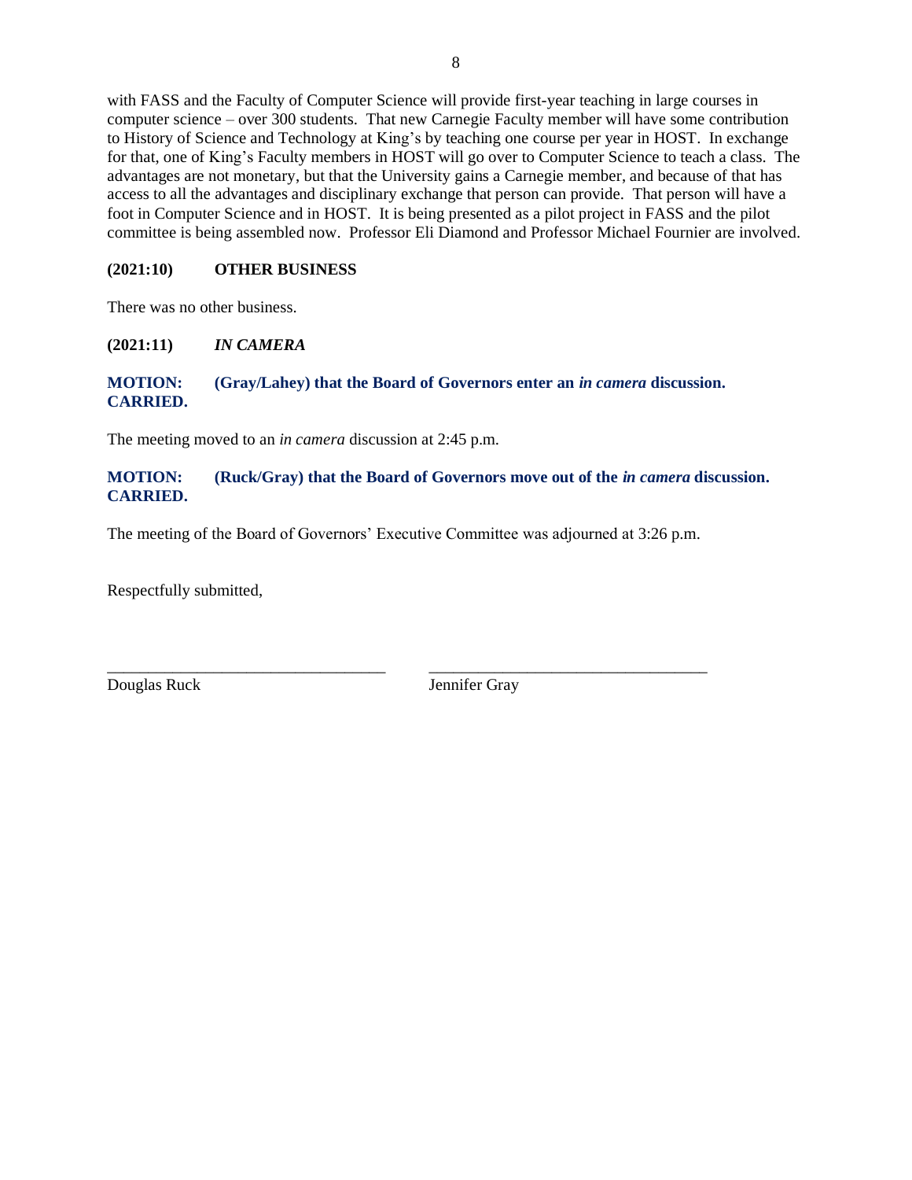with FASS and the Faculty of Computer Science will provide first-year teaching in large courses in computer science – over 300 students. That new Carnegie Faculty member will have some contribution to History of Science and Technology at King's by teaching one course per year in HOST. In exchange for that, one of King's Faculty members in HOST will go over to Computer Science to teach a class. The advantages are not monetary, but that the University gains a Carnegie member, and because of that has access to all the advantages and disciplinary exchange that person can provide. That person will have a foot in Computer Science and in HOST. It is being presented as a pilot project in FASS and the pilot committee is being assembled now. Professor Eli Diamond and Professor Michael Fournier are involved.

**(2021:10) OTHER BUSINESS**

There was no other business.

**(2021:11) *IN CAMERA***

**MOTION: (Gray/Lahey) that the Board of Governors enter an *in camera* discussion.**
**CARRIED.**

The meeting moved to an *in camera* discussion at 2:45 p.m.

**MOTION: (Ruck/Gray) that the Board of Governors move out of the *in camera* discussion.**
**CARRIED.**

The meeting of the Board of Governors' Executive Committee was adjourned at 3:26 p.m.

Respectfully submitted,

\_\_\_\_\_\_\_\_\_\_\_\_\_\_\_\_\_\_\_\_\_\_\_\_\_\_\_\_\_\_\_\_\_\_\_ \_\_\_\_\_\_\_\_\_\_\_\_\_\_\_\_\_\_\_\_\_\_\_\_\_\_\_\_\_\_\_\_\_\_\_

Douglas Ruck Jennifer Gray